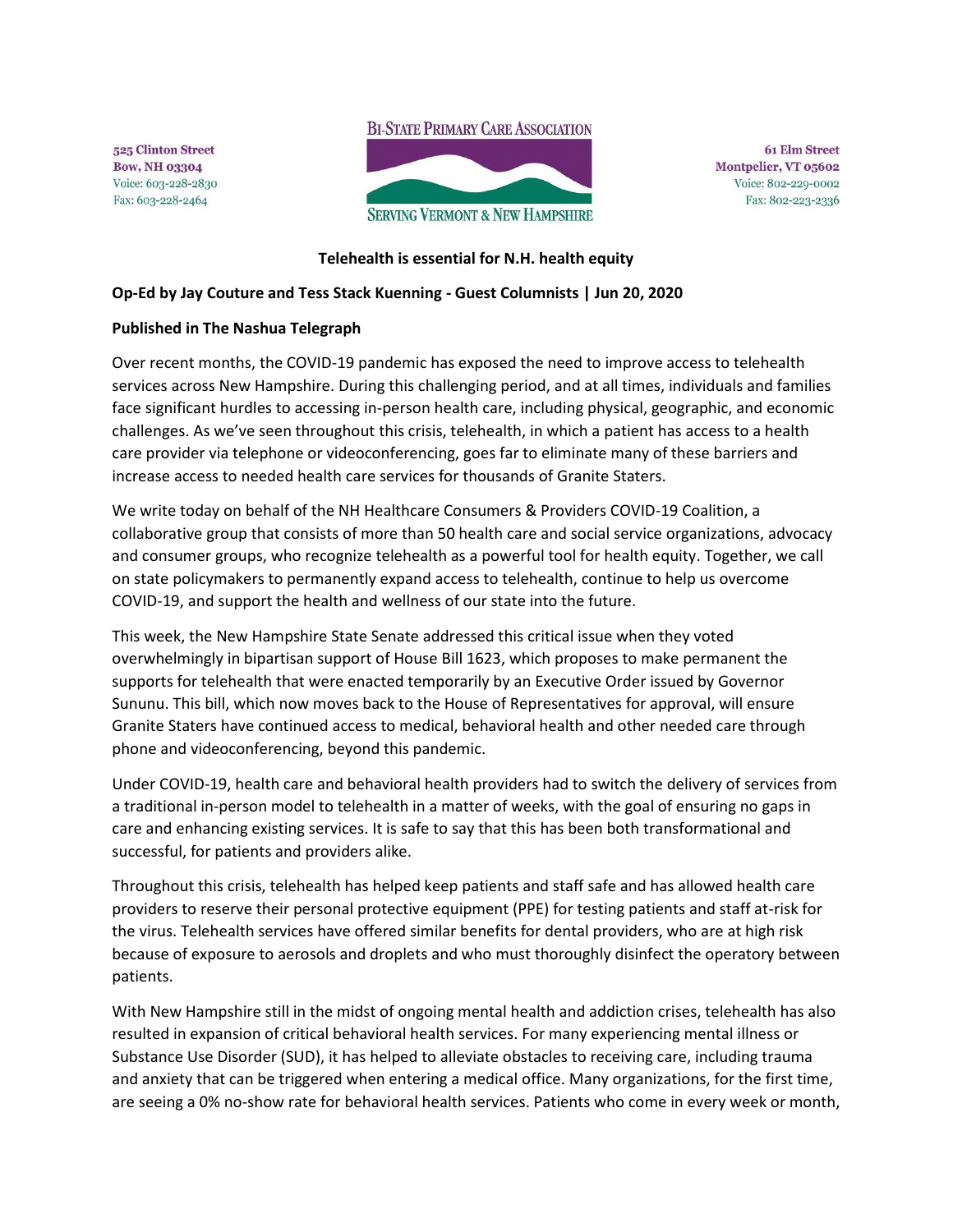525 Clinton Street
Bow, NH 03304
Voice: 603-228-2830
Fax: 603-228-2464

BI-STATE PRIMARY CARE ASSOCIATION
SERVING VERMONT & NEW HAMPSHIRE

61 Elm Street
Montpelier, VT 05602
Voice: 802-229-0002
Fax: 802-223-2336

**Telehealth is essential for N.H. health equity**

**Op-Ed by Jay Couture and Tess Stack Kuenning - Guest Columnists | Jun 20, 2020**

**Published in The Nashua Telegraph**

Over recent months, the COVID-19 pandemic has exposed the need to improve access to telehealth services across New Hampshire. During this challenging period, and at all times, individuals and families face significant hurdles to accessing in-person health care, including physical, geographic, and economic challenges. As we've seen throughout this crisis, telehealth, in which a patient has access to a health care provider via telephone or videoconferencing, goes far to eliminate many of these barriers and increase access to needed health care services for thousands of Granite Staters.

We write today on behalf of the NH Healthcare Consumers & Providers COVID-19 Coalition, a collaborative group that consists of more than 50 health care and social service organizations, advocacy and consumer groups, who recognize telehealth as a powerful tool for health equity. Together, we call on state policymakers to permanently expand access to telehealth, continue to help us overcome COVID-19, and support the health and wellness of our state into the future.

This week, the New Hampshire State Senate addressed this critical issue when they voted overwhelmingly in bipartisan support of House Bill 1623, which proposes to make permanent the supports for telehealth that were enacted temporarily by an Executive Order issued by Governor Sununu. This bill, which now moves back to the House of Representatives for approval, will ensure Granite Staters have continued access to medical, behavioral health and other needed care through phone and videoconferencing, beyond this pandemic.

Under COVID-19, health care and behavioral health providers had to switch the delivery of services from a traditional in-person model to telehealth in a matter of weeks, with the goal of ensuring no gaps in care and enhancing existing services. It is safe to say that this has been both transformational and successful, for patients and providers alike.

Throughout this crisis, telehealth has helped keep patients and staff safe and has allowed health care providers to reserve their personal protective equipment (PPE) for testing patients and staff at-risk for the virus. Telehealth services have offered similar benefits for dental providers, who are at high risk because of exposure to aerosols and droplets and who must thoroughly disinfect the operatory between patients.

With New Hampshire still in the midst of ongoing mental health and addiction crises, telehealth has also resulted in expansion of critical behavioral health services. For many experiencing mental illness or Substance Use Disorder (SUD), it has helped to alleviate obstacles to receiving care, including trauma and anxiety that can be triggered when entering a medical office. Many organizations, for the first time, are seeing a 0% no-show rate for behavioral health services. Patients who come in every week or month,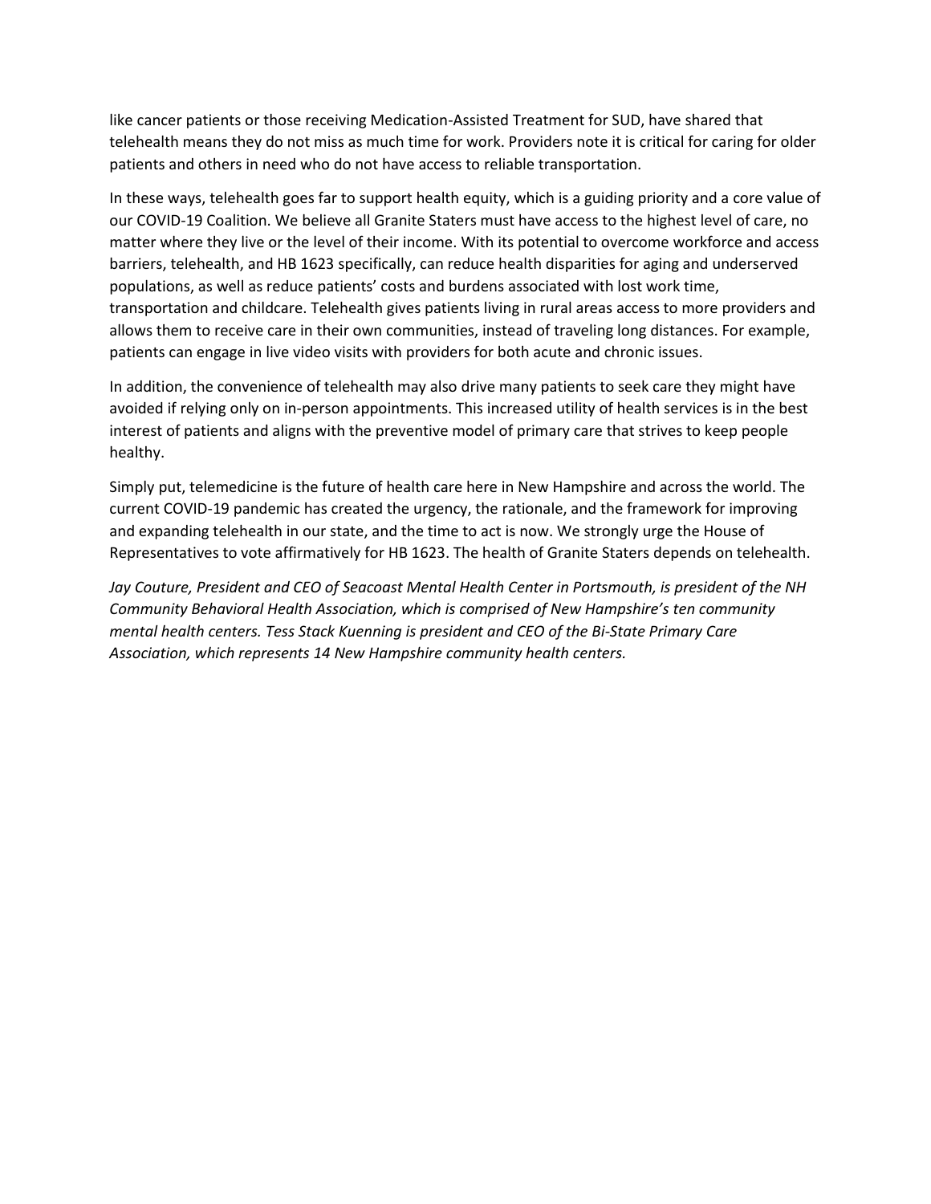like cancer patients or those receiving Medication-Assisted Treatment for SUD, have shared that telehealth means they do not miss as much time for work. Providers note it is critical for caring for older patients and others in need who do not have access to reliable transportation.

In these ways, telehealth goes far to support health equity, which is a guiding priority and a core value of our COVID-19 Coalition. We believe all Granite Staters must have access to the highest level of care, no matter where they live or the level of their income. With its potential to overcome workforce and access barriers, telehealth, and HB 1623 specifically, can reduce health disparities for aging and underserved populations, as well as reduce patients' costs and burdens associated with lost work time, transportation and childcare. Telehealth gives patients living in rural areas access to more providers and allows them to receive care in their own communities, instead of traveling long distances. For example, patients can engage in live video visits with providers for both acute and chronic issues.

In addition, the convenience of telehealth may also drive many patients to seek care they might have avoided if relying only on in-person appointments. This increased utility of health services is in the best interest of patients and aligns with the preventive model of primary care that strives to keep people healthy.

Simply put, telemedicine is the future of health care here in New Hampshire and across the world. The current COVID-19 pandemic has created the urgency, the rationale, and the framework for improving and expanding telehealth in our state, and the time to act is now. We strongly urge the House of Representatives to vote affirmatively for HB 1623. The health of Granite Staters depends on telehealth.

*Jay Couture, President and CEO of Seacoast Mental Health Center in Portsmouth, is president of the NH Community Behavioral Health Association, which is comprised of New Hampshire's ten community mental health centers. Tess Stack Kuenning is president and CEO of the Bi-State Primary Care Association, which represents 14 New Hampshire community health centers.*